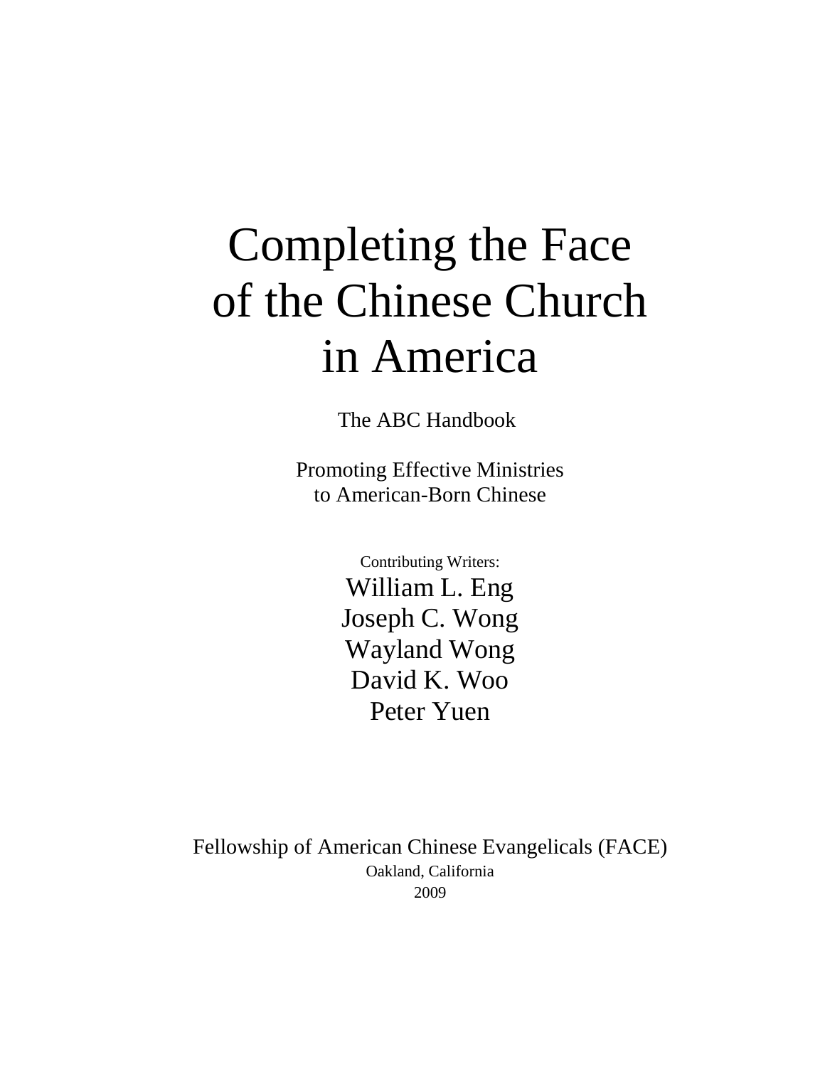# Completing the Face of the Chinese Church in America

The ABC Handbook

Promoting Effective Ministries
to American-Born Chinese

Contributing Writers:

William L. Eng
Joseph C. Wong
Wayland Wong
David K. Woo
Peter Yuen

Fellowship of American Chinese Evangelicals (FACE)
Oakland, California
2009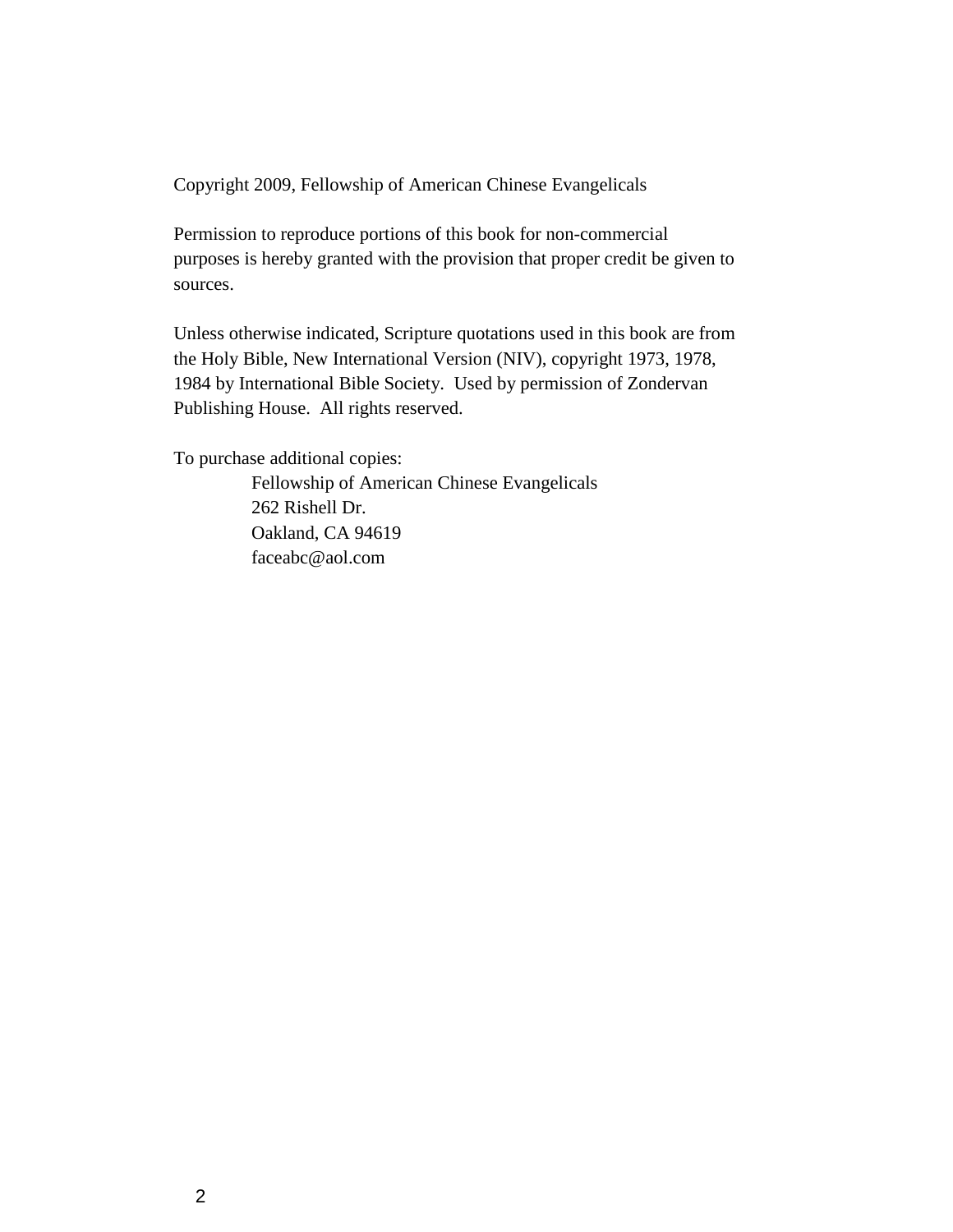Copyright 2009, Fellowship of American Chinese Evangelicals

Permission to reproduce portions of this book for non-commercial purposes is hereby granted with the provision that proper credit be given to sources.

Unless otherwise indicated, Scripture quotations used in this book are from the Holy Bible, New International Version (NIV), copyright 1973, 1978, 1984 by International Bible Society. Used by permission of Zondervan Publishing House. All rights reserved.

To purchase additional copies:

Fellowship of American Chinese Evangelicals
262 Rishell Dr.
Oakland, CA 94619
faceabc@aol.com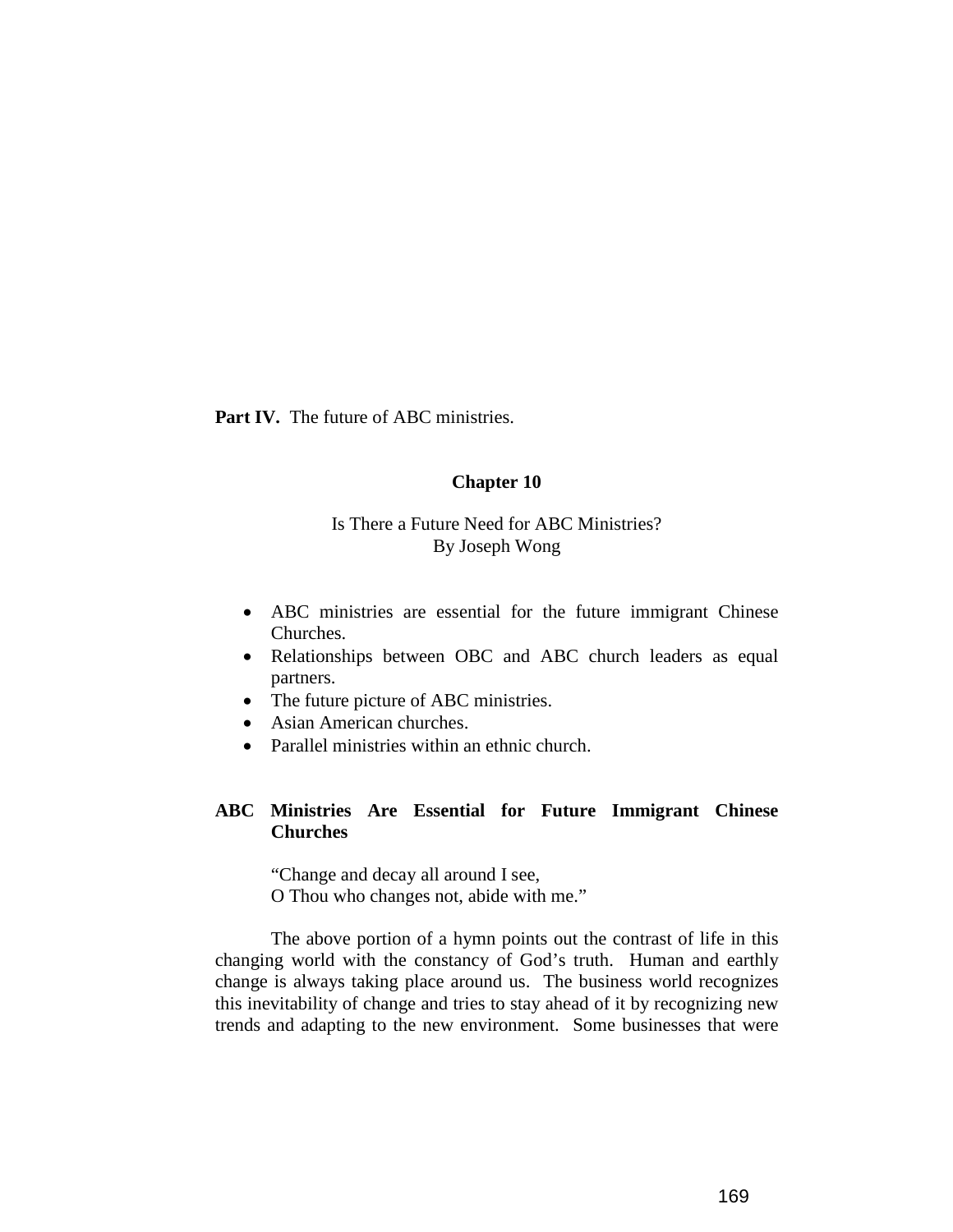**Part IV.** The future of ABC ministries.

## Chapter 10

Is There a Future Need for ABC Ministries?
By Joseph Wong

- ABC ministries are essential for the future immigrant Chinese Churches.
- Relationships between OBC and ABC church leaders as equal partners.
- The future picture of ABC ministries.
- Asian American churches.
- Parallel ministries within an ethnic church.

### ABC Ministries Are Essential for Future Immigrant Chinese Churches

"Change and decay all around I see,
O Thou who changes not, abide with me."

The above portion of a hymn points out the contrast of life in this changing world with the constancy of God's truth. Human and earthly change is always taking place around us. The business world recognizes this inevitability of change and tries to stay ahead of it by recognizing new trends and adapting to the new environment. Some businesses that were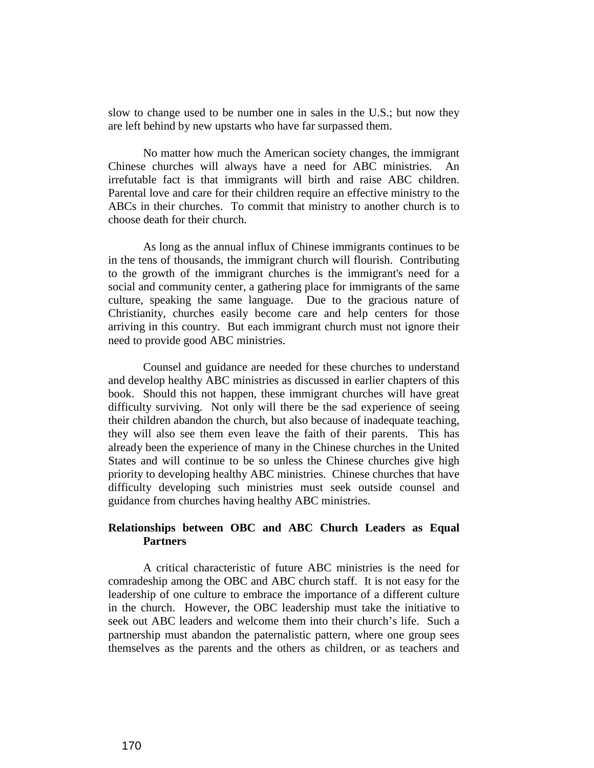slow to change used to be number one in sales in the U.S.; but now they are left behind by new upstarts who have far surpassed them.

No matter how much the American society changes, the immigrant Chinese churches will always have a need for ABC ministries. An irrefutable fact is that immigrants will birth and raise ABC children. Parental love and care for their children require an effective ministry to the ABCs in their churches. To commit that ministry to another church is to choose death for their church.

As long as the annual influx of Chinese immigrants continues to be in the tens of thousands, the immigrant church will flourish. Contributing to the growth of the immigrant churches is the immigrant's need for a social and community center, a gathering place for immigrants of the same culture, speaking the same language. Due to the gracious nature of Christianity, churches easily become care and help centers for those arriving in this country. But each immigrant church must not ignore their need to provide good ABC ministries.

Counsel and guidance are needed for these churches to understand and develop healthy ABC ministries as discussed in earlier chapters of this book. Should this not happen, these immigrant churches will have great difficulty surviving. Not only will there be the sad experience of seeing their children abandon the church, but also because of inadequate teaching, they will also see them even leave the faith of their parents. This has already been the experience of many in the Chinese churches in the United States and will continue to be so unless the Chinese churches give high priority to developing healthy ABC ministries. Chinese churches that have difficulty developing such ministries must seek outside counsel and guidance from churches having healthy ABC ministries.

**Relationships between OBC and ABC Church Leaders as Equal Partners**

A critical characteristic of future ABC ministries is the need for comradeship among the OBC and ABC church staff. It is not easy for the leadership of one culture to embrace the importance of a different culture in the church. However, the OBC leadership must take the initiative to seek out ABC leaders and welcome them into their church's life. Such a partnership must abandon the paternalistic pattern, where one group sees themselves as the parents and the others as children, or as teachers and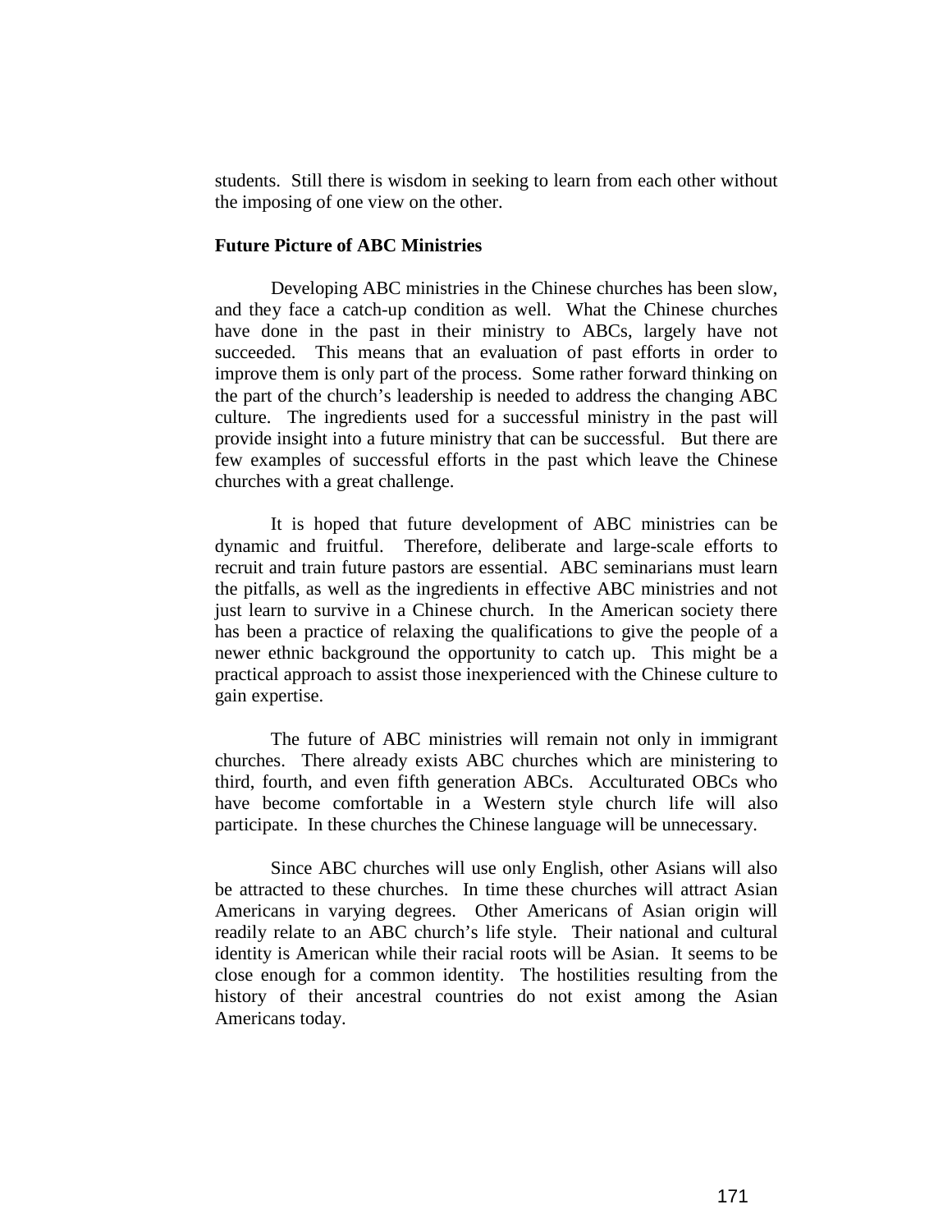students. Still there is wisdom in seeking to learn from each other without the imposing of one view on the other.

**Future Picture of ABC Ministries**

Developing ABC ministries in the Chinese churches has been slow, and they face a catch-up condition as well. What the Chinese churches have done in the past in their ministry to ABCs, largely have not succeeded. This means that an evaluation of past efforts in order to improve them is only part of the process. Some rather forward thinking on the part of the church's leadership is needed to address the changing ABC culture. The ingredients used for a successful ministry in the past will provide insight into a future ministry that can be successful. But there are few examples of successful efforts in the past which leave the Chinese churches with a great challenge.

It is hoped that future development of ABC ministries can be dynamic and fruitful. Therefore, deliberate and large-scale efforts to recruit and train future pastors are essential. ABC seminarians must learn the pitfalls, as well as the ingredients in effective ABC ministries and not just learn to survive in a Chinese church. In the American society there has been a practice of relaxing the qualifications to give the people of a newer ethnic background the opportunity to catch up. This might be a practical approach to assist those inexperienced with the Chinese culture to gain expertise.

The future of ABC ministries will remain not only in immigrant churches. There already exists ABC churches which are ministering to third, fourth, and even fifth generation ABCs. Acculturated OBCs who have become comfortable in a Western style church life will also participate. In these churches the Chinese language will be unnecessary.

Since ABC churches will use only English, other Asians will also be attracted to these churches. In time these churches will attract Asian Americans in varying degrees. Other Americans of Asian origin will readily relate to an ABC church's life style. Their national and cultural identity is American while their racial roots will be Asian. It seems to be close enough for a common identity. The hostilities resulting from the history of their ancestral countries do not exist among the Asian Americans today.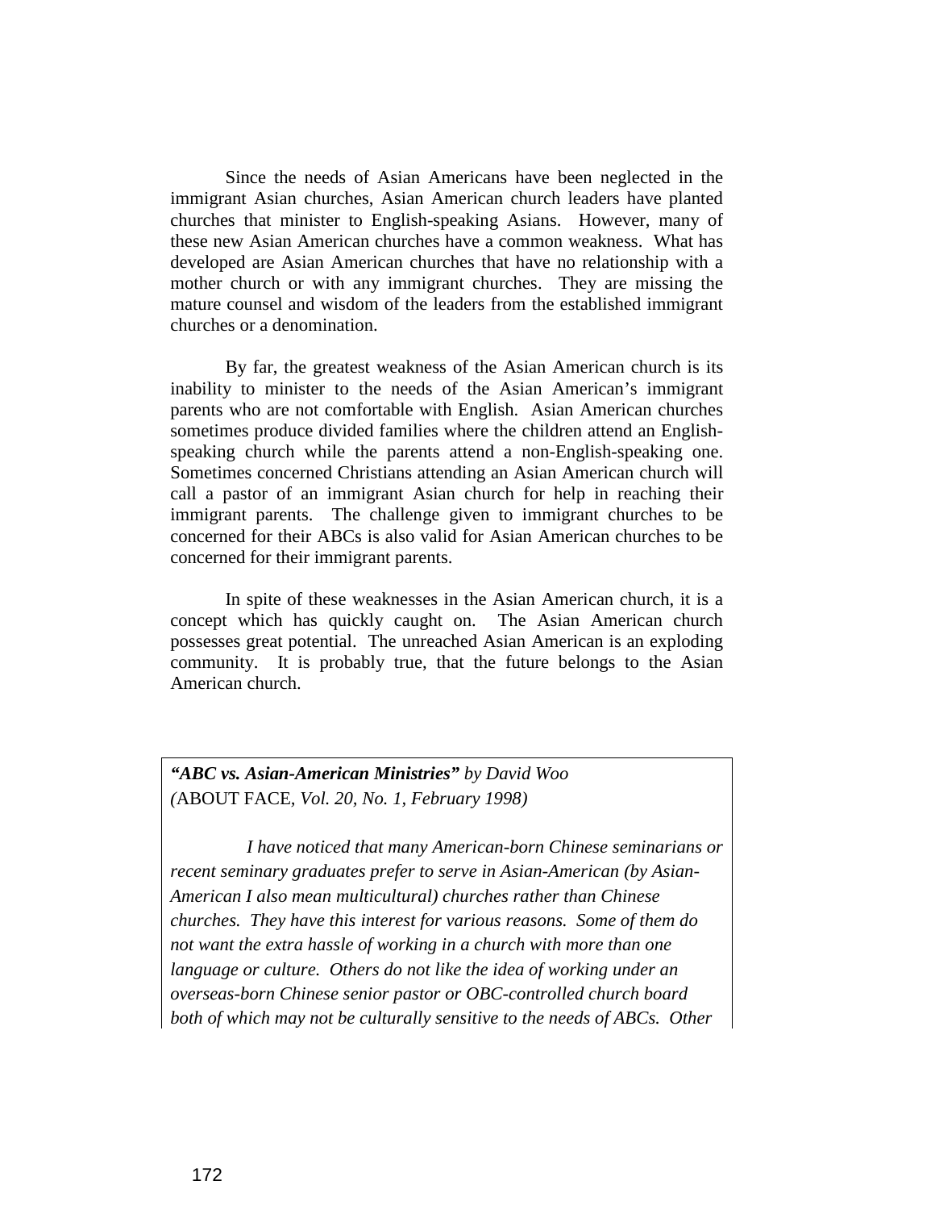Since the needs of Asian Americans have been neglected in the immigrant Asian churches, Asian American church leaders have planted churches that minister to English-speaking Asians. However, many of these new Asian American churches have a common weakness. What has developed are Asian American churches that have no relationship with a mother church or with any immigrant churches. They are missing the mature counsel and wisdom of the leaders from the established immigrant churches or a denomination.

By far, the greatest weakness of the Asian American church is its inability to minister to the needs of the Asian American's immigrant parents who are not comfortable with English. Asian American churches sometimes produce divided families where the children attend an English-speaking church while the parents attend a non-English-speaking one. Sometimes concerned Christians attending an Asian American church will call a pastor of an immigrant Asian church for help in reaching their immigrant parents. The challenge given to immigrant churches to be concerned for their ABCs is also valid for Asian American churches to be concerned for their immigrant parents.

In spite of these weaknesses in the Asian American church, it is a concept which has quickly caught on. The Asian American church possesses great potential. The unreached Asian American is an exploding community. It is probably true, that the future belongs to the Asian American church.

***"ABC vs. Asian-American Ministries"*** *by David Woo*
*(*ABOUT FACE*, Vol. 20, No. 1, February 1998)*

*I have noticed that many American-born Chinese seminarians or recent seminary graduates prefer to serve in Asian-American (by Asian-American I also mean multicultural) churches rather than Chinese churches. They have this interest for various reasons. Some of them do not want the extra hassle of working in a church with more than one language or culture. Others do not like the idea of working under an overseas-born Chinese senior pastor or OBC-controlled church board both of which may not be culturally sensitive to the needs of ABCs. Other*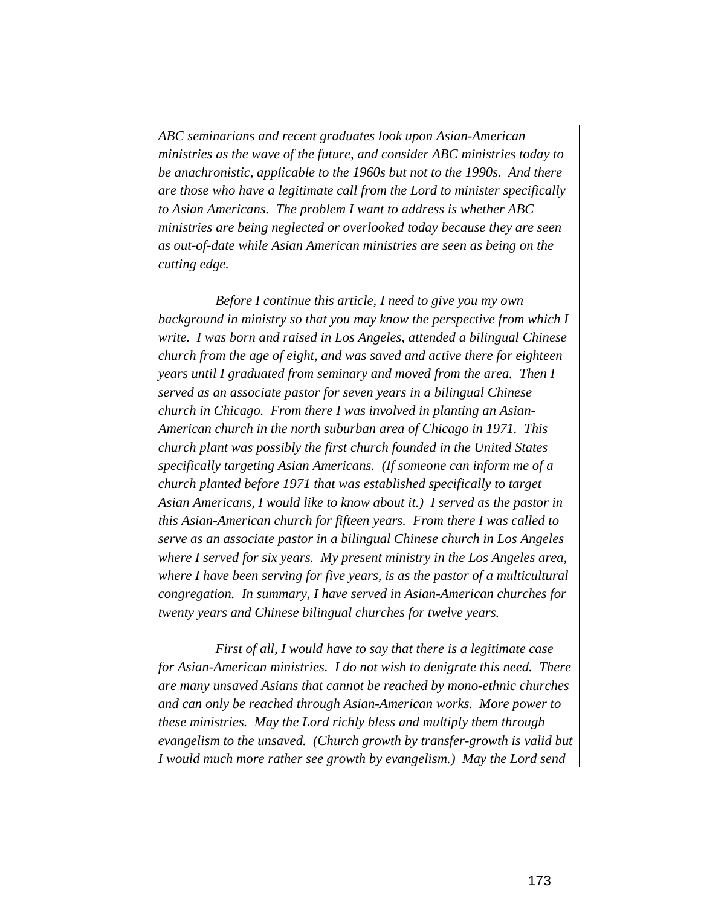*ABC seminarians and recent graduates look upon Asian-American ministries as the wave of the future, and consider ABC ministries today to be anachronistic, applicable to the 1960s but not to the 1990s. And there are those who have a legitimate call from the Lord to minister specifically to Asian Americans. The problem I want to address is whether ABC ministries are being neglected or overlooked today because they are seen as out-of-date while Asian American ministries are seen as being on the cutting edge.*

*Before I continue this article, I need to give you my own background in ministry so that you may know the perspective from which I write. I was born and raised in Los Angeles, attended a bilingual Chinese church from the age of eight, and was saved and active there for eighteen years until I graduated from seminary and moved from the area. Then I served as an associate pastor for seven years in a bilingual Chinese church in Chicago. From there I was involved in planting an Asian-American church in the north suburban area of Chicago in 1971. This church plant was possibly the first church founded in the United States specifically targeting Asian Americans. (If someone can inform me of a church planted before 1971 that was established specifically to target Asian Americans, I would like to know about it.) I served as the pastor in this Asian-American church for fifteen years. From there I was called to serve as an associate pastor in a bilingual Chinese church in Los Angeles where I served for six years. My present ministry in the Los Angeles area, where I have been serving for five years, is as the pastor of a multicultural congregation. In summary, I have served in Asian-American churches for twenty years and Chinese bilingual churches for twelve years.*

*First of all, I would have to say that there is a legitimate case for Asian-American ministries. I do not wish to denigrate this need. There are many unsaved Asians that cannot be reached by mono-ethnic churches and can only be reached through Asian-American works. More power to these ministries. May the Lord richly bless and multiply them through evangelism to the unsaved. (Church growth by transfer-growth is valid but I would much more rather see growth by evangelism.) May the Lord send*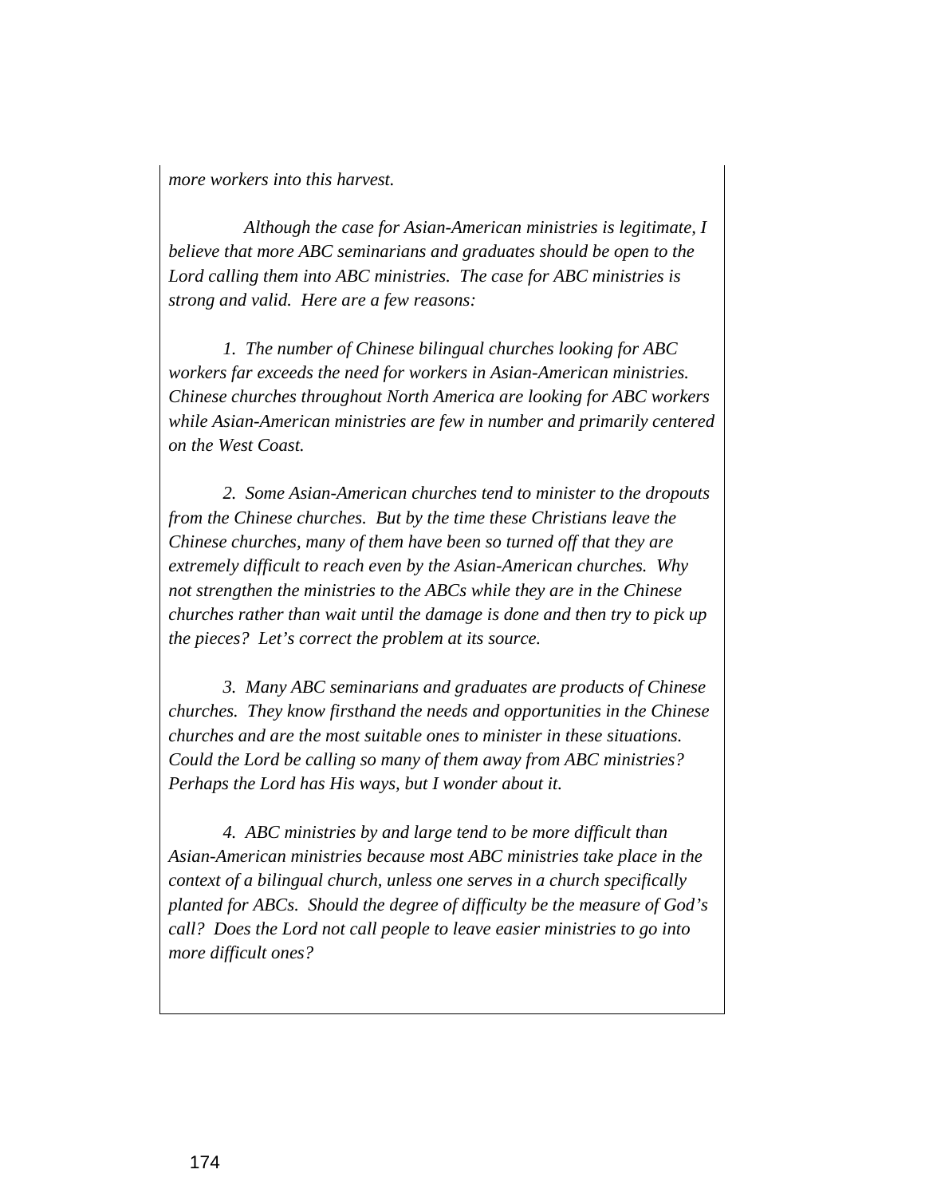*more workers into this harvest.*

*Although the case for Asian-American ministries is legitimate, I believe that more ABC seminarians and graduates should be open to the Lord calling them into ABC ministries. The case for ABC ministries is strong and valid. Here are a few reasons:*

*1. The number of Chinese bilingual churches looking for ABC workers far exceeds the need for workers in Asian-American ministries. Chinese churches throughout North America are looking for ABC workers while Asian-American ministries are few in number and primarily centered on the West Coast.*

*2. Some Asian-American churches tend to minister to the dropouts from the Chinese churches. But by the time these Christians leave the Chinese churches, many of them have been so turned off that they are extremely difficult to reach even by the Asian-American churches. Why not strengthen the ministries to the ABCs while they are in the Chinese churches rather than wait until the damage is done and then try to pick up the pieces? Let's correct the problem at its source.*

*3. Many ABC seminarians and graduates are products of Chinese churches. They know firsthand the needs and opportunities in the Chinese churches and are the most suitable ones to minister in these situations. Could the Lord be calling so many of them away from ABC ministries? Perhaps the Lord has His ways, but I wonder about it.*

*4. ABC ministries by and large tend to be more difficult than Asian-American ministries because most ABC ministries take place in the context of a bilingual church, unless one serves in a church specifically planted for ABCs. Should the degree of difficulty be the measure of God's call? Does the Lord not call people to leave easier ministries to go into more difficult ones?*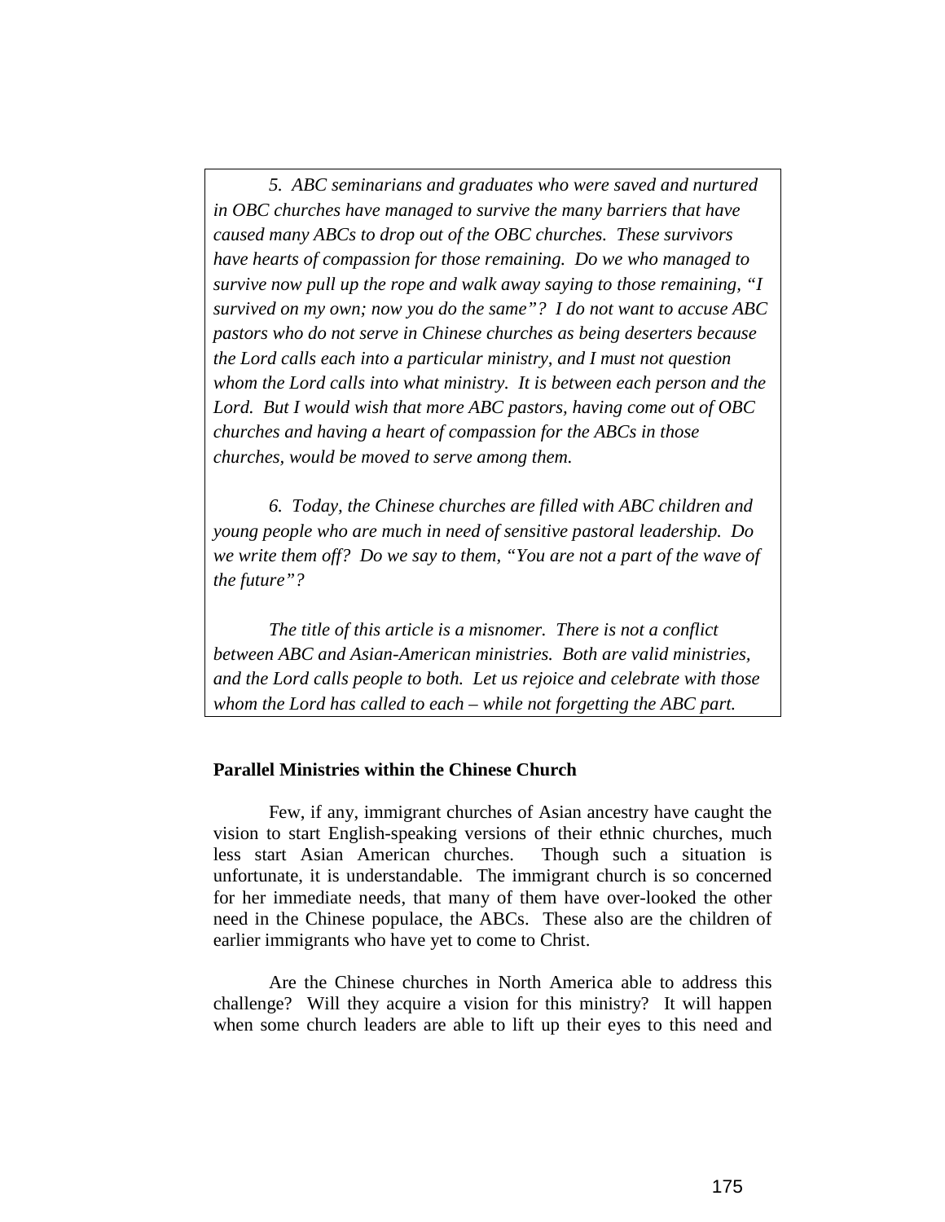*5. ABC seminarians and graduates who were saved and nurtured in OBC churches have managed to survive the many barriers that have caused many ABCs to drop out of the OBC churches. These survivors have hearts of compassion for those remaining. Do we who managed to survive now pull up the rope and walk away saying to those remaining, "I survived on my own; now you do the same"? I do not want to accuse ABC pastors who do not serve in Chinese churches as being deserters because the Lord calls each into a particular ministry, and I must not question whom the Lord calls into what ministry. It is between each person and the Lord. But I would wish that more ABC pastors, having come out of OBC churches and having a heart of compassion for the ABCs in those churches, would be moved to serve among them.*

*6. Today, the Chinese churches are filled with ABC children and young people who are much in need of sensitive pastoral leadership. Do we write them off? Do we say to them, "You are not a part of the wave of the future"?*

*The title of this article is a misnomer. There is not a conflict between ABC and Asian-American ministries. Both are valid ministries, and the Lord calls people to both. Let us rejoice and celebrate with those whom the Lord has called to each – while not forgetting the ABC part.*

**Parallel Ministries within the Chinese Church**

Few, if any, immigrant churches of Asian ancestry have caught the vision to start English-speaking versions of their ethnic churches, much less start Asian American churches. Though such a situation is unfortunate, it is understandable. The immigrant church is so concerned for her immediate needs, that many of them have over-looked the other need in the Chinese populace, the ABCs. These also are the children of earlier immigrants who have yet to come to Christ.

Are the Chinese churches in North America able to address this challenge? Will they acquire a vision for this ministry? It will happen when some church leaders are able to lift up their eyes to this need and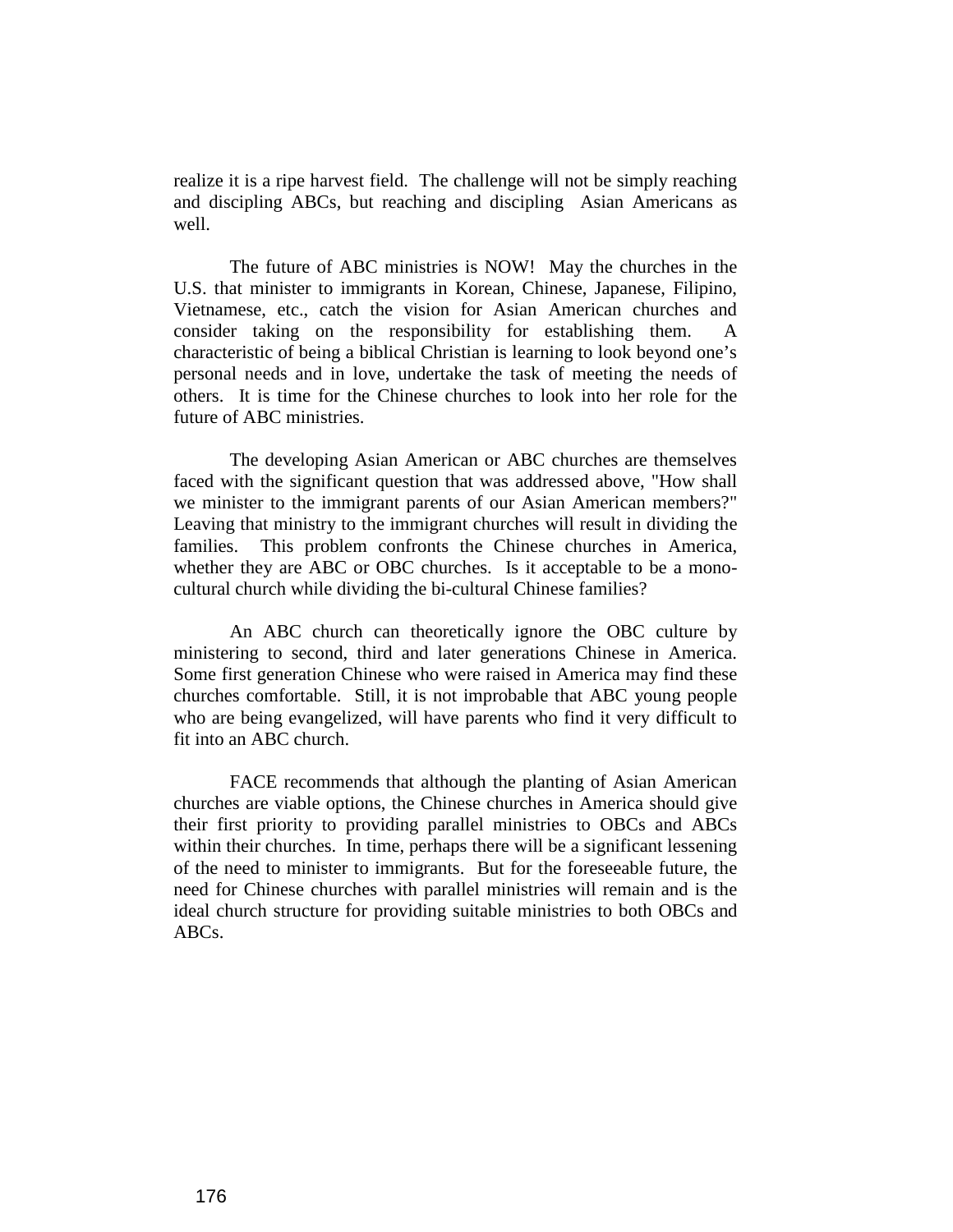realize it is a ripe harvest field. The challenge will not be simply reaching and discipling ABCs, but reaching and discipling Asian Americans as well.

The future of ABC ministries is NOW! May the churches in the U.S. that minister to immigrants in Korean, Chinese, Japanese, Filipino, Vietnamese, etc., catch the vision for Asian American churches and consider taking on the responsibility for establishing them. A characteristic of being a biblical Christian is learning to look beyond one's personal needs and in love, undertake the task of meeting the needs of others. It is time for the Chinese churches to look into her role for the future of ABC ministries.

The developing Asian American or ABC churches are themselves faced with the significant question that was addressed above, "How shall we minister to the immigrant parents of our Asian American members?" Leaving that ministry to the immigrant churches will result in dividing the families. This problem confronts the Chinese churches in America, whether they are ABC or OBC churches. Is it acceptable to be a mono-cultural church while dividing the bi-cultural Chinese families?

An ABC church can theoretically ignore the OBC culture by ministering to second, third and later generations Chinese in America. Some first generation Chinese who were raised in America may find these churches comfortable. Still, it is not improbable that ABC young people who are being evangelized, will have parents who find it very difficult to fit into an ABC church.

FACE recommends that although the planting of Asian American churches are viable options, the Chinese churches in America should give their first priority to providing parallel ministries to OBCs and ABCs within their churches. In time, perhaps there will be a significant lessening of the need to minister to immigrants. But for the foreseeable future, the need for Chinese churches with parallel ministries will remain and is the ideal church structure for providing suitable ministries to both OBCs and ABCs.